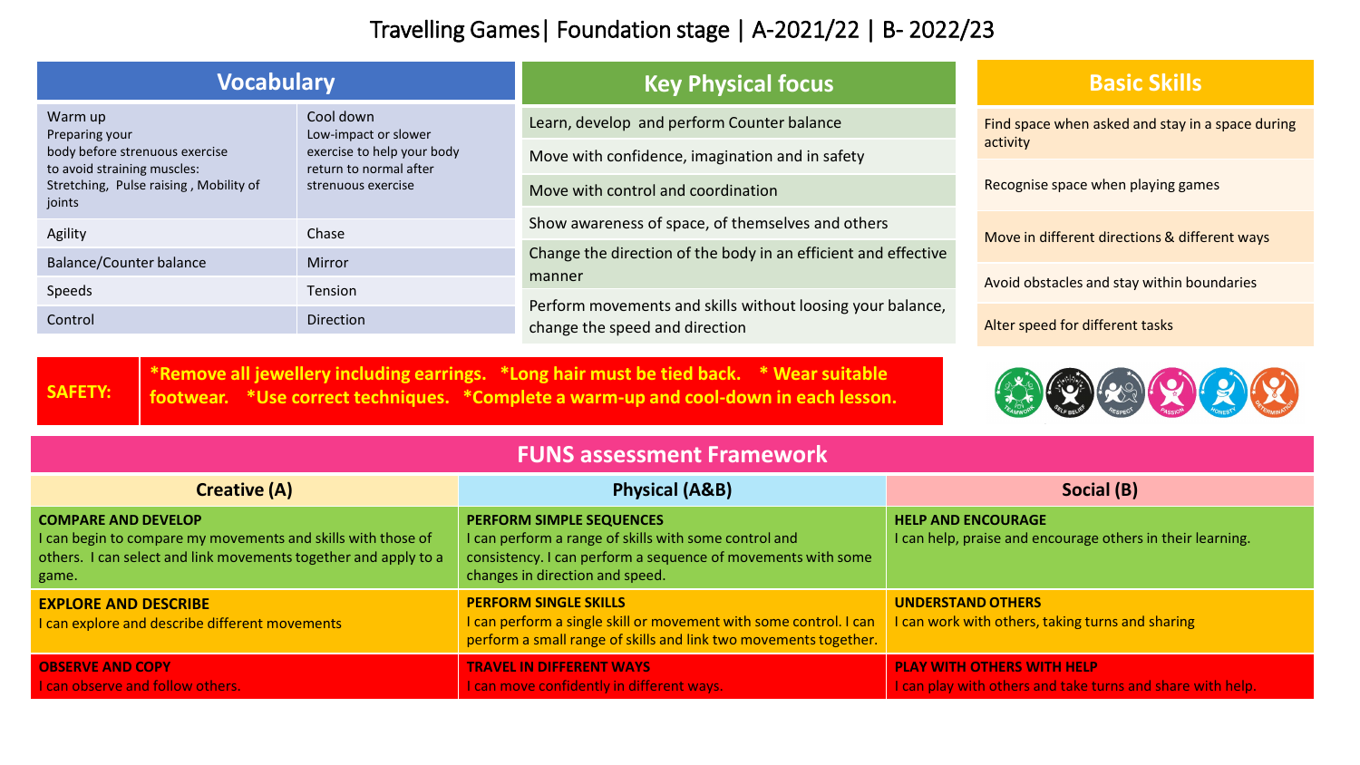# Travelling Games| Foundation stage | A-2021/22 | B- 2022/23

## Vocabulary

| | |
|---|---|
| Warm up<br>Preparing your body before strenuous exercise to avoid straining muscles:<br>Stretching, Pulse raising , Mobility of joints | Cool down<br>Low-impact or slower exercise to help your body return to normal after strenuous exercise |
| Agility | Chase |
| Balance/Counter balance | Mirror |
| Speeds | Tension |
| Control | Direction |

## Key Physical focus

- Learn, develop and perform Counter balance
- Move with confidence, imagination and in safety
- Move with control and coordination
- Show awareness of space, of themselves and others
- Change the direction of the body in an efficient and effective manner
- Perform movements and skills without loosing your balance, change the speed and direction

## Basic Skills

- Find space when asked and stay in a space during activity
- Recognise space when playing games
- Move in different directions & different ways
- Avoid obstacles and stay within boundaries
- Alter speed for different tasks

**SAFETY:** *Remove all jewellery including earrings. *Long hair must be tied back. * Wear suitable footwear. *Use correct techniques. *Complete a warm-up and cool-down in each lesson.

TEAMWORK · SELF BELIEF · RESPECT · PASSION · HONESTY · DETERMINATION

## FUNS assessment Framework

| Creative (A) | Physical (A&B) | Social (B) |
|---|---|---|
| **COMPARE AND DEVELOP**<br>I can begin to compare my movements and skills with those of others. I can select and link movements together and apply to a game. | **PERFORM SIMPLE SEQUENCES**<br>I can perform a range of skills with some control and consistency. I can perform a sequence of movements with some changes in direction and speed. | **HELP AND ENCOURAGE**<br>I can help, praise and encourage others in their learning. |
| **EXPLORE AND DESCRIBE**<br>I can explore and describe different movements | **PERFORM SINGLE SKILLS**<br>I can perform a single skill or movement with some control. I can perform a small range of skills and link two movements together. | **UNDERSTAND OTHERS**<br>I can work with others, taking turns and sharing |
| **OBSERVE AND COPY**<br>I can observe and follow others. | **TRAVEL IN DIFFERENT WAYS**<br>I can move confidently in different ways. | **PLAY WITH OTHERS WITH HELP**<br>I can play with others and take turns and share with help. |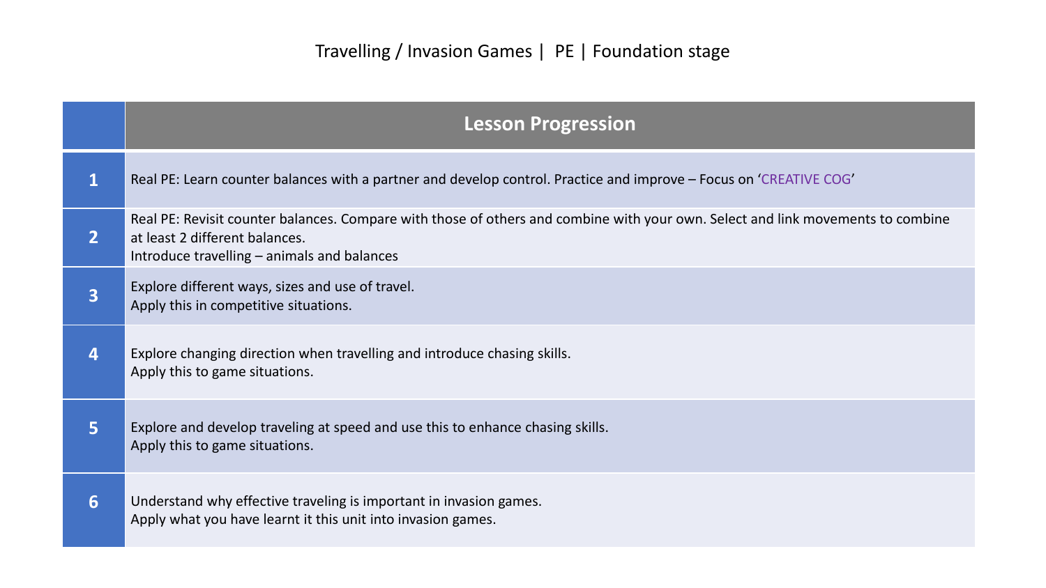# Travelling / Invasion Games | PE | Foundation stage

| | Lesson Progression |
|---|---|
| 1 | Real PE: Learn counter balances with a partner and develop control. Practice and improve – Focus on 'CREATIVE COG' |
| 2 | Real PE: Revisit counter balances. Compare with those of others and combine with your own. Select and link movements to combine at least 2 different balances.<br>Introduce travelling – animals and balances |
| 3 | Explore different ways, sizes and use of travel.<br>Apply this in competitive situations. |
| 4 | Explore changing direction when travelling and introduce chasing skills.<br>Apply this to game situations. |
| 5 | Explore and develop traveling at speed and use this to enhance chasing skills.<br>Apply this to game situations. |
| 6 | Understand why effective traveling is important in invasion games.<br>Apply what you have learnt it this unit into invasion games. |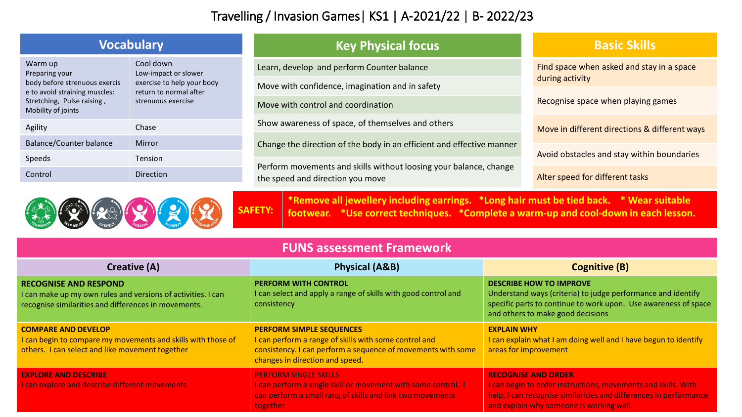# Travelling / Invasion Games| KS1 | A-2021/22 | B- 2022/23

## Vocabulary

| | |
|---|---|
| Warm up<br>Preparing your body before strenuous exercise to avoid straining muscles: Stretching, Pulse raising , Mobility of joints | Cool down<br>Low-impact or slower exercise to help your body return to normal after strenuous exercise |
| Agility | Chase |
| Balance/Counter balance | Mirror |
| Speeds | Tension |
| Control | Direction |

## Key Physical focus

- Learn, develop and perform Counter balance
- Move with confidence, imagination and in safety
- Move with control and coordination
- Show awareness of space, of themselves and others
- Change the direction of the body in an efficient and effective manner
- Perform movements and skills without loosing your balance, change the speed and direction you move

## Basic Skills

- Find space when asked and stay in a space during activity
- Recognise space when playing games
- Move in different directions & different ways
- Avoid obstacles and stay within boundaries
- Alter speed for different tasks

TEAMWORK | SELF BELIEF | RESPECT | PASSION | HONESTY | DETERMINATION

**SAFETY:** **\*Remove all jewellery including earrings. \*Long hair must be tied back. \* Wear suitable footwear. \*Use correct techniques. \*Complete a warm-up and cool-down in each lesson.**

## FUNS assessment Framework

| Creative (A) | Physical (A&B) | Cognitive (B) |
|---|---|---|
| **RECOGNISE AND RESPOND**<br>I can make up my own rules and versions of activities. I can recognise similarities and differences in movements. | **PERFORM WITH CONTROL**<br>I can select and apply a range of skills with good control and consistency | **DESCRIBE HOW TO IMPROVE**<br>Understand ways (criteria) to judge performance and identify specific parts to continue to work upon. Use awareness of space and others to make good decisions |
| **COMPARE AND DEVELOP**<br>I can begin to compare my movements and skills with those of others. I can select and like movement together | **PERFORM SIMPLE SEQUENCES**<br>I can perform a range of skills with some control and consistency. I can perform a sequence of movements with some changes in direction and speed. | **EXPLAIN WHY**<br>I can explain what I am doing well and I have begun to identify areas for improvement |
| **EXPLORE AND DESCRIBE**<br>I can explore and describe different movements | PERFORM SINGLE SKILLS<br>I can perform a single skill or movement with some control. I can perform a small rang of skills and link two movements together | **RECOGNISE AND ORDER**<br>I can begin to order instructions, movements and skills. With help, I can recognise similarities and differences in performance and explain why someone is working well. |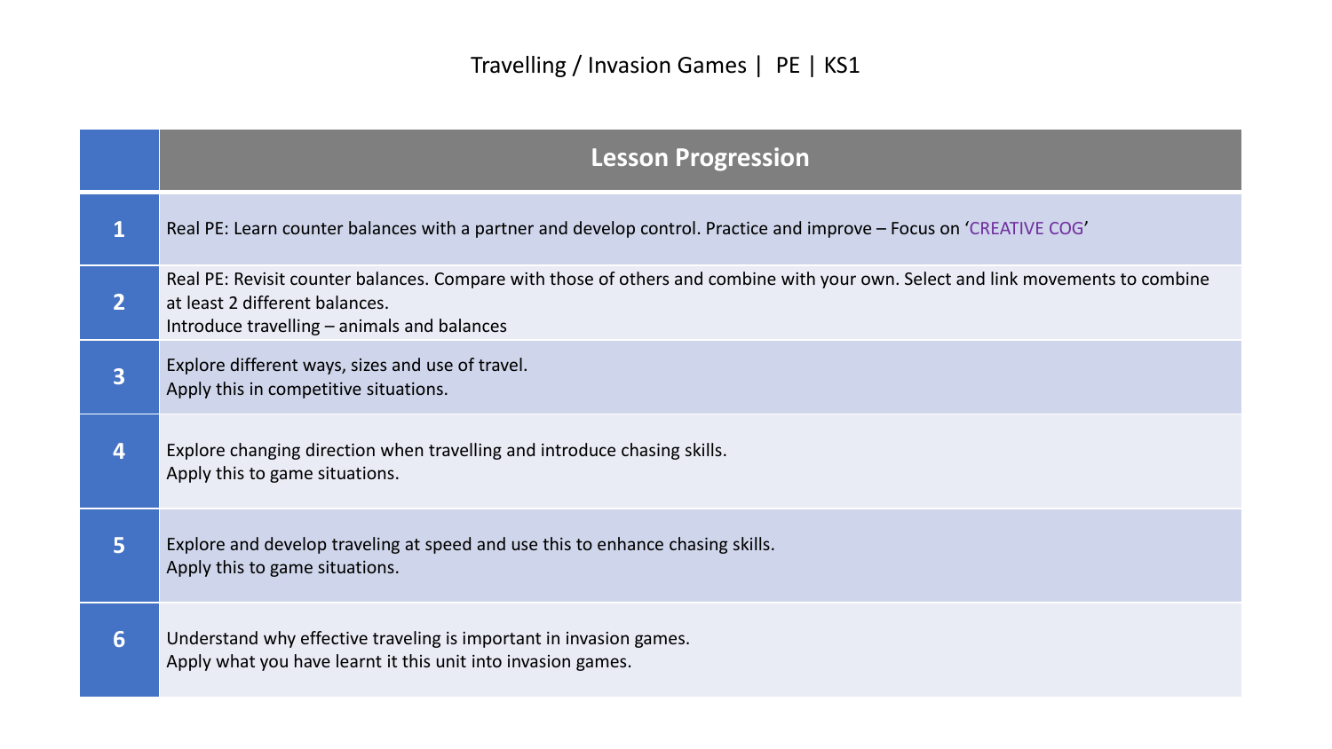# Travelling / Invasion Games | PE | KS1

| | Lesson Progression |
|---|---|
| 1 | Real PE: Learn counter balances with a partner and develop control. Practice and improve – Focus on 'CREATIVE COG' |
| 2 | Real PE: Revisit counter balances. Compare with those of others and combine with your own. Select and link movements to combine at least 2 different balances.<br>Introduce travelling – animals and balances |
| 3 | Explore different ways, sizes and use of travel.<br>Apply this in competitive situations. |
| 4 | Explore changing direction when travelling and introduce chasing skills.<br>Apply this to game situations. |
| 5 | Explore and develop traveling at speed and use this to enhance chasing skills.<br>Apply this to game situations. |
| 6 | Understand why effective traveling is important in invasion games.<br>Apply what you have learnt it this unit into invasion games. |